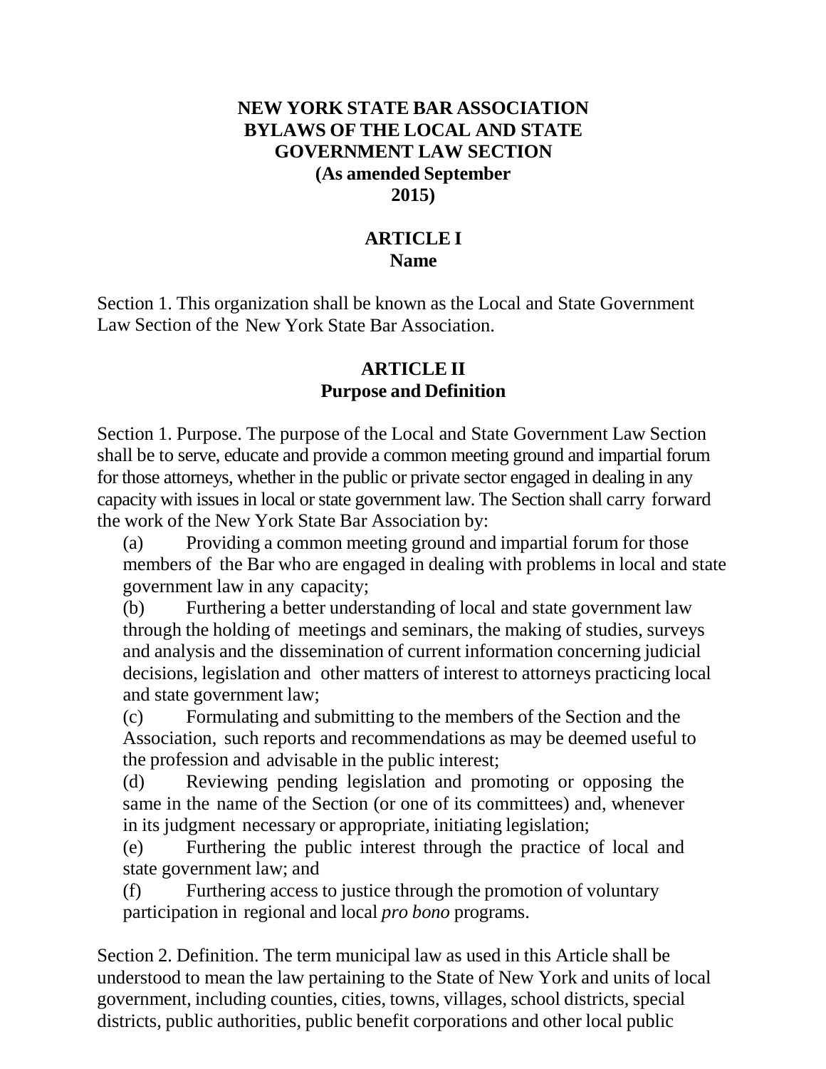# NEW YORK STATE BAR ASSOCIATION BYLAWS OF THE LOCAL AND STATE GOVERNMENT LAW SECTION (As amended September 2015)

## ARTICLE I
## Name

Section 1. This organization shall be known as the Local and State Government Law Section of the New York State Bar Association.

## ARTICLE II
## Purpose and Definition

Section 1. Purpose. The purpose of the Local and State Government Law Section shall be to serve, educate and provide a common meeting ground and impartial forum for those attorneys, whether in the public or private sector engaged in dealing in any capacity with issues in local or state government law. The Section shall carry forward the work of the New York State Bar Association by:

(a) Providing a common meeting ground and impartial forum for those members of the Bar who are engaged in dealing with problems in local and state government law in any capacity;

(b) Furthering a better understanding of local and state government law through the holding of meetings and seminars, the making of studies, surveys and analysis and the dissemination of current information concerning judicial decisions, legislation and other matters of interest to attorneys practicing local and state government law;

(c) Formulating and submitting to the members of the Section and the Association, such reports and recommendations as may be deemed useful to the profession and advisable in the public interest;

(d) Reviewing pending legislation and promoting or opposing the same in the name of the Section (or one of its committees) and, whenever in its judgment necessary or appropriate, initiating legislation;

(e) Furthering the public interest through the practice of local and state government law; and

(f) Furthering access to justice through the promotion of voluntary participation in regional and local *pro bono* programs.

Section 2. Definition. The term municipal law as used in this Article shall be understood to mean the law pertaining to the State of New York and units of local government, including counties, cities, towns, villages, school districts, special districts, public authorities, public benefit corporations and other local public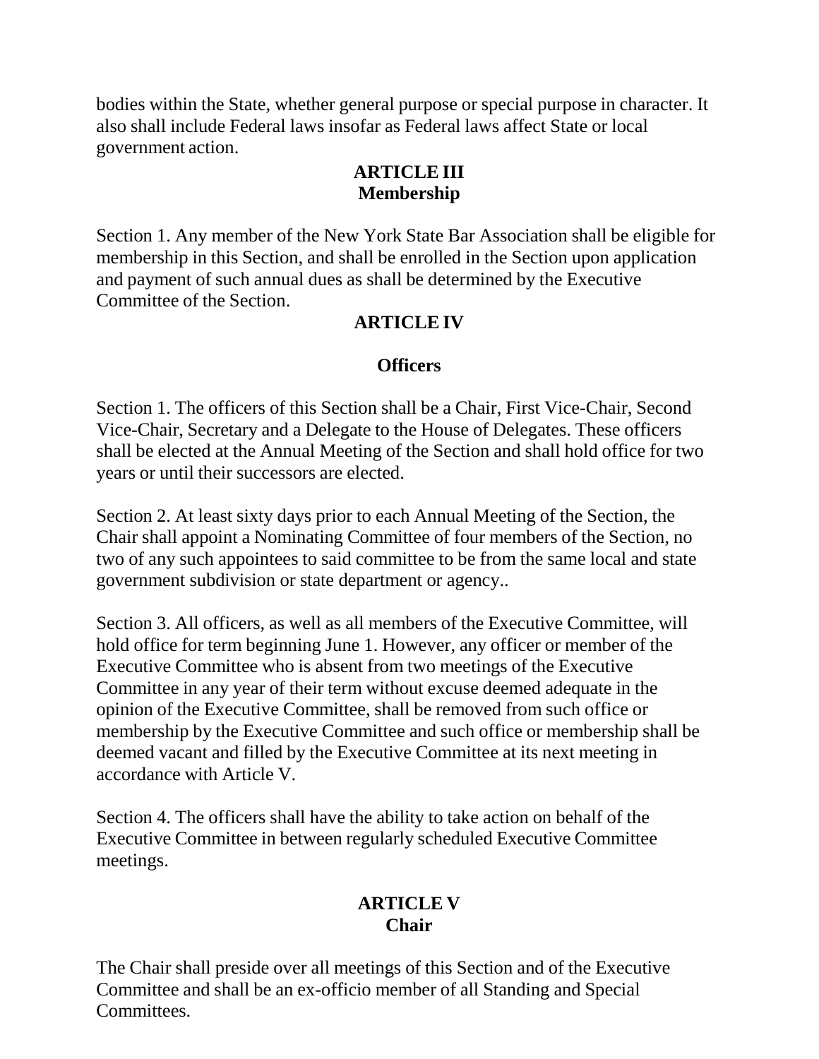bodies within the State, whether general purpose or special purpose in character. It also shall include Federal laws insofar as Federal laws affect State or local government action.

## ARTICLE III
## Membership

Section 1. Any member of the New York State Bar Association shall be eligible for membership in this Section, and shall be enrolled in the Section upon application and payment of such annual dues as shall be determined by the Executive Committee of the Section.

## ARTICLE IV

## Officers

Section 1. The officers of this Section shall be a Chair, First Vice-Chair, Second Vice-Chair, Secretary and a Delegate to the House of Delegates. These officers shall be elected at the Annual Meeting of the Section and shall hold office for two years or until their successors are elected.

Section 2. At least sixty days prior to each Annual Meeting of the Section, the Chair shall appoint a Nominating Committee of four members of the Section, no two of any such appointees to said committee to be from the same local and state government subdivision or state department or agency..

Section 3. All officers, as well as all members of the Executive Committee, will hold office for term beginning June 1. However, any officer or member of the Executive Committee who is absent from two meetings of the Executive Committee in any year of their term without excuse deemed adequate in the opinion of the Executive Committee, shall be removed from such office or membership by the Executive Committee and such office or membership shall be deemed vacant and filled by the Executive Committee at its next meeting in accordance with Article V.

Section 4. The officers shall have the ability to take action on behalf of the Executive Committee in between regularly scheduled Executive Committee meetings.

## ARTICLE V
## Chair

The Chair shall preside over all meetings of this Section and of the Executive Committee and shall be an ex-officio member of all Standing and Special Committees.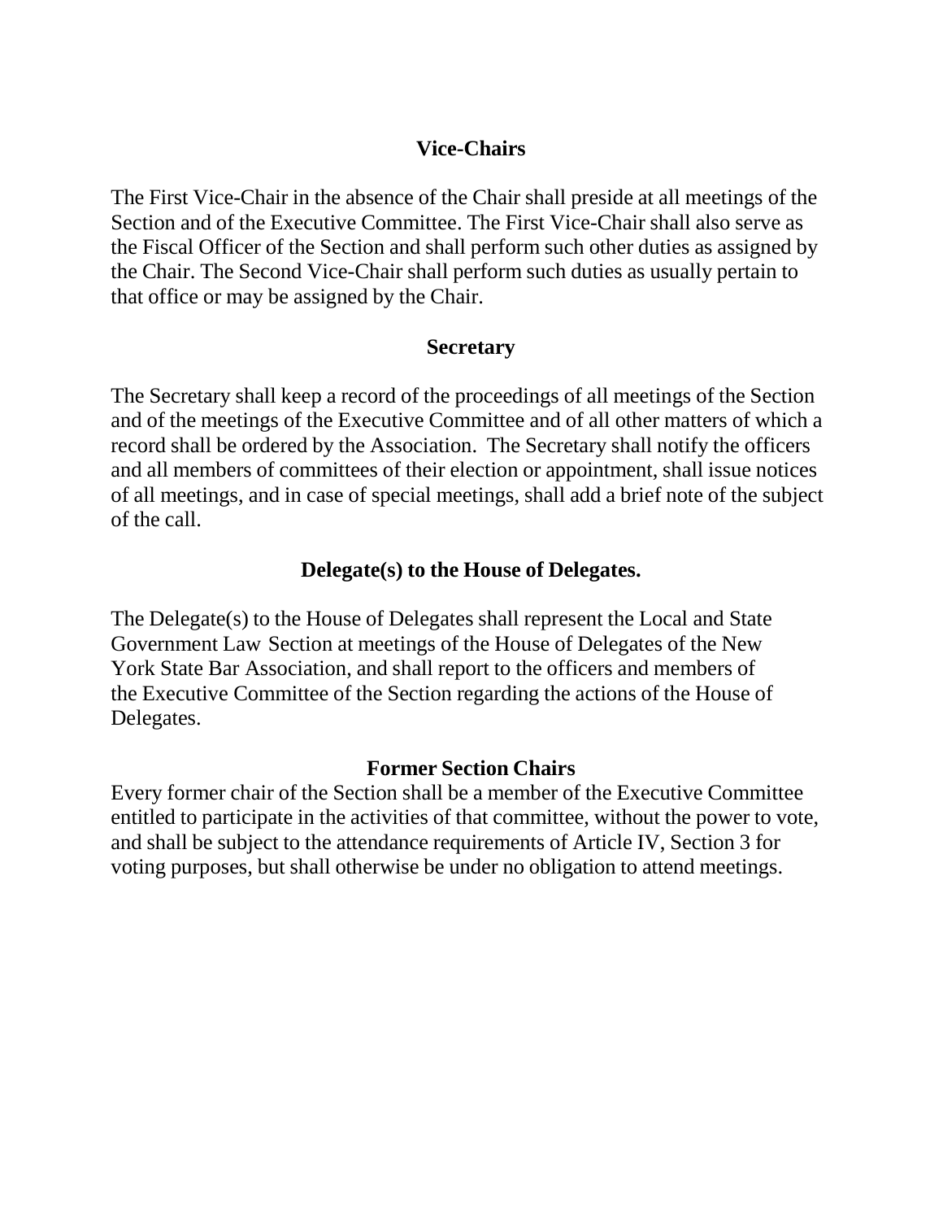### Vice-Chairs

The First Vice-Chair in the absence of the Chair shall preside at all meetings of the Section and of the Executive Committee. The First Vice-Chair shall also serve as the Fiscal Officer of the Section and shall perform such other duties as assigned by the Chair. The Second Vice-Chair shall perform such duties as usually pertain to that office or may be assigned by the Chair.

### Secretary

The Secretary shall keep a record of the proceedings of all meetings of the Section and of the meetings of the Executive Committee and of all other matters of which a record shall be ordered by the Association. The Secretary shall notify the officers and all members of committees of their election or appointment, shall issue notices of all meetings, and in case of special meetings, shall add a brief note of the subject of the call.

### Delegate(s) to the House of Delegates.

The Delegate(s) to the House of Delegates shall represent the Local and State Government Law Section at meetings of the House of Delegates of the New York State Bar Association, and shall report to the officers and members of the Executive Committee of the Section regarding the actions of the House of Delegates.

### Former Section Chairs

Every former chair of the Section shall be a member of the Executive Committee entitled to participate in the activities of that committee, without the power to vote, and shall be subject to the attendance requirements of Article IV, Section 3 for voting purposes, but shall otherwise be under no obligation to attend meetings.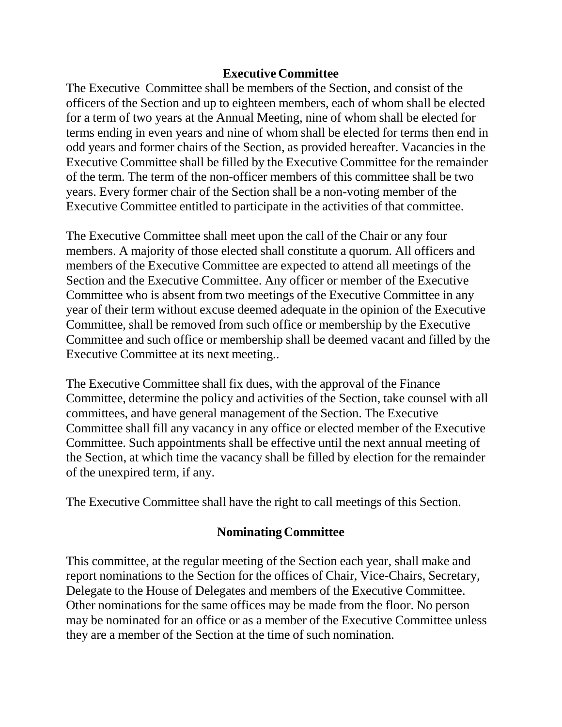## Executive Committee

The Executive Committee shall be members of the Section, and consist of the officers of the Section and up to eighteen members, each of whom shall be elected for a term of two years at the Annual Meeting, nine of whom shall be elected for terms ending in even years and nine of whom shall be elected for terms then end in odd years and former chairs of the Section, as provided hereafter. Vacancies in the Executive Committee shall be filled by the Executive Committee for the remainder of the term. The term of the non-officer members of this committee shall be two years. Every former chair of the Section shall be a non-voting member of the Executive Committee entitled to participate in the activities of that committee.

The Executive Committee shall meet upon the call of the Chair or any four members. A majority of those elected shall constitute a quorum. All officers and members of the Executive Committee are expected to attend all meetings of the Section and the Executive Committee. Any officer or member of the Executive Committee who is absent from two meetings of the Executive Committee in any year of their term without excuse deemed adequate in the opinion of the Executive Committee, shall be removed from such office or membership by the Executive Committee and such office or membership shall be deemed vacant and filled by the Executive Committee at its next meeting..

The Executive Committee shall fix dues, with the approval of the Finance Committee, determine the policy and activities of the Section, take counsel with all committees, and have general management of the Section. The Executive Committee shall fill any vacancy in any office or elected member of the Executive Committee. Such appointments shall be effective until the next annual meeting of the Section, at which time the vacancy shall be filled by election for the remainder of the unexpired term, if any.

The Executive Committee shall have the right to call meetings of this Section.

## Nominating Committee

This committee, at the regular meeting of the Section each year, shall make and report nominations to the Section for the offices of Chair, Vice-Chairs, Secretary, Delegate to the House of Delegates and members of the Executive Committee. Other nominations for the same offices may be made from the floor. No person may be nominated for an office or as a member of the Executive Committee unless they are a member of the Section at the time of such nomination.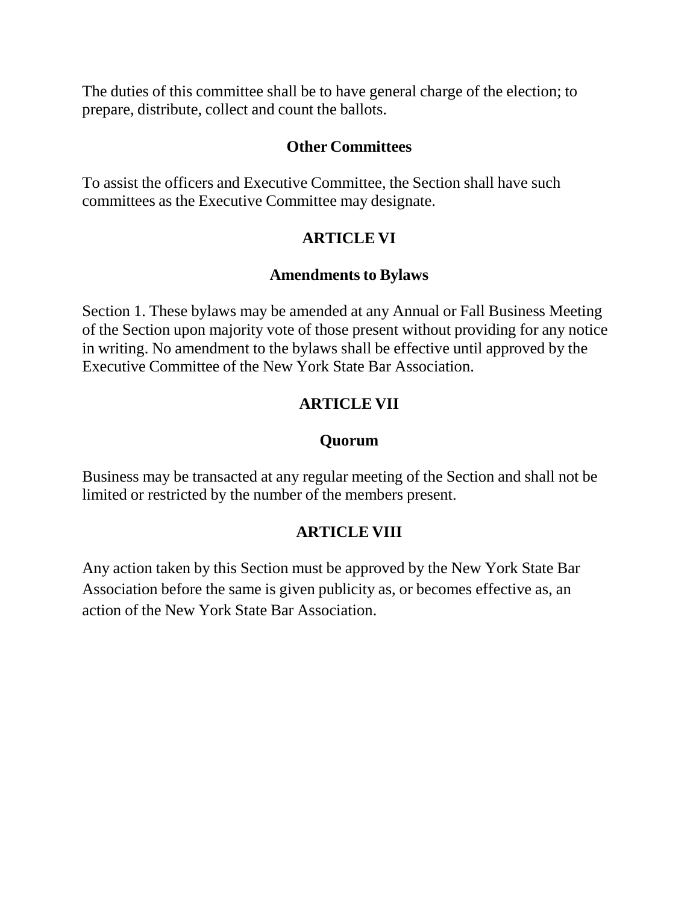The duties of this committee shall be to have general charge of the election; to prepare, distribute, collect and count the ballots.

### Other Committees

To assist the officers and Executive Committee, the Section shall have such committees as the Executive Committee may designate.

## ARTICLE VI

### Amendments to Bylaws

Section 1. These bylaws may be amended at any Annual or Fall Business Meeting of the Section upon majority vote of those present without providing for any notice in writing. No amendment to the bylaws shall be effective until approved by the Executive Committee of the New York State Bar Association.

## ARTICLE VII

### Quorum

Business may be transacted at any regular meeting of the Section and shall not be limited or restricted by the number of the members present.

## ARTICLE VIII

Any action taken by this Section must be approved by the New York State Bar Association before the same is given publicity as, or becomes effective as, an action of the New York State Bar Association.